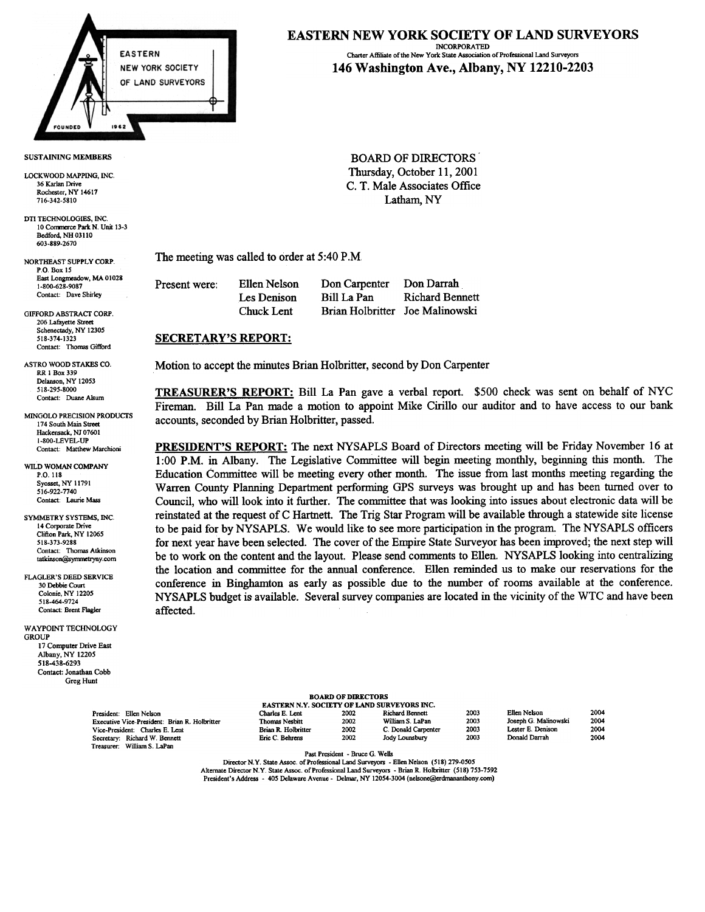# EASTERN NEW YORK SOCIETY OF LAND SURVEYORS

INCORPORATED

Charter Affiliate of the New York State Association of Professional Land Surveyors

**146 Washington Ave., Albany, NY 12210-2203**

EASTERN NEW YORK SOCIETY OF LAND SURVEYORS — FOUNDED 1962

**SUSTAINING MEMBERS**

LOCKWOOD MAPPING, INC.
36 Karlan Drive
Rochester, NY 14617
716-342-5810

DTI TECHNOLOGIES, INC.
10 Commerce Park N. Unit 13-3
Bedford, NH 03110
603-889-2670

NORTHEAST SUPPLY CORP.
P.O. Box 15
East Longmeadow, MA 01028
1-800-628-9087
Contact: Dave Shirley

GIFFORD ABSTRACT CORP.
206 Lafayette Street
Schenectady, NY 12305
518-374-1323
Contact: Thomas Gifford

ASTRO WOOD STAKES CO.
RR 1 Box 339
Delanson, NY 12053
518-295-8000
Contact: Duane Alsum

MINGOLO PRECISION PRODUCTS
174 South Main Street
Hackensack, NJ 07601
1-800-LEVEL-UP
Contact: Matthew Marchioni

WILD WOMAN COMPANY
P.O. 118
Syosset, NY 11791
516-922-7740
Contact: Laurie Mass

SYMMETRY SYSTEMS, INC.
14 Corporate Drive
Clifton Park, NY 12065
518-373-9288
Contact: Thomas Atkinson
tatkinson@symmetryny.com

FLAGLER'S DEED SERVICE
30 Debbie Court
Colonie, NY 12205
518-464-9724
Contact: Brent Flagler

WAYPOINT TECHNOLOGY GROUP
17 Computer Drive East
Albany, NY 12205
518-438-6293
Contact: Jonathan Cobb
Greg Hunt

BOARD OF DIRECTORS
Thursday, October 11, 2001
C. T. Male Associates Office
Latham, NY

The meeting was called to order at 5:40 P.M.

| Present were: | | | |
|---|---|---|---|
| | Ellen Nelson | Don Carpenter | Don Darrah |
| | Les Denison | Bill La Pan | Richard Bennett |
| | Chuck Lent | Brian Holbritter | Joe Malinowski |

## SECRETARY'S REPORT:

Motion to accept the minutes Brian Holbritter, second by Don Carpenter

**TREASURER'S REPORT:** Bill La Pan gave a verbal report. $500 check was sent on behalf of NYC Fireman. Bill La Pan made a motion to appoint Mike Cirillo our auditor and to have access to our bank accounts, seconded by Brian Holbritter, passed.

**PRESIDENT'S REPORT:** The next NYSAPLS Board of Directors meeting will be Friday November 16 at 1:00 P.M. in Albany. The Legislative Committee will begin meeting monthly, beginning this month. The Education Committee will be meeting every other month. The issue from last months meeting regarding the Warren County Planning Department performing GPS surveys was brought up and has been turned over to Council, who will look into it further. The committee that was looking into issues about electronic data will be reinstated at the request of C Hartnett. The Trig Star Program will be available through a statewide site license to be paid for by NYSAPLS. We would like to see more participation in the program. The NYSAPLS officers for next year have been selected. The cover of the Empire State Surveyor has been improved; the next step will be to work on the content and the layout. Please send comments to Ellen. NYSAPLS looking into centralizing the location and committee for the annual conference. Ellen reminded us to make our reservations for the conference in Binghamton as early as possible due to the number of rooms available at the conference. NYSAPLS budget is available. Several survey companies are located in the vicinity of the WTC and have been affected.

**BOARD OF DIRECTORS**
**EASTERN N.Y. SOCIETY OF LAND SURVEYORS INC.**

| Officers | | | | | | |
|---|---|---|---|---|---|---|
| President: Ellen Nelson | Charles E. Lent | 2002 | Richard Bennett | 2003 | Ellen Nelson | 2004 |
| Executive Vice-President: Brian R. Holbritter | Thomas Nesbitt | 2002 | William S. LaPan | 2003 | Joseph G. Malinowski | 2004 |
| Vice-President: Charles E. Lent | Brian R. Holbritter | 2002 | C. Donald Carpenter | 2003 | Lester E. Denison | 2004 |
| Secretary: Richard W. Bennett | Eric C. Behrens | 2002 | Jody Lounsbury | 2003 | Donald Darrah | 2004 |
| Treasurer: William S. LaPan | | | | | | |

Past President - Bruce G. Wells
Director N.Y. State Assoc. of Professional Land Surveyors - Ellen Nelson (518) 279-0505
Alternate Director N.Y. State Assoc. of Professional Land Surveyors - Brian R. Holbritter (518) 753-7592
President's Address - 405 Delaware Avenue - Delmar, NY 12054-3004 (nelsone@erdmananthony.com)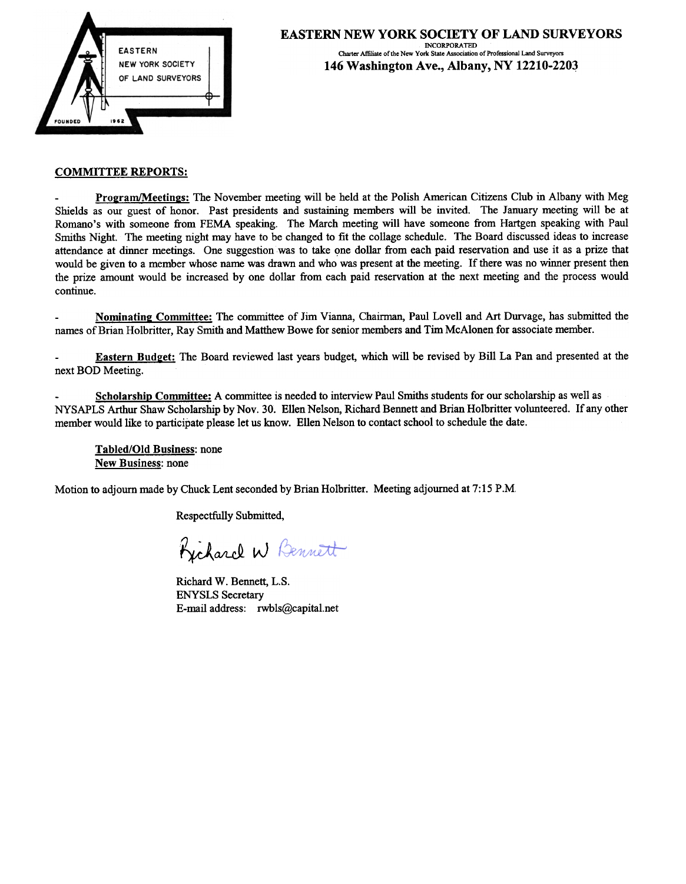**EASTERN NEW YORK SOCIETY OF LAND SURVEYORS**
INCORPORATED
Charter Affiliate of the New York State Association of Professional Land Surveyors
**146 Washington Ave., Albany, NY 12210-2203**

**COMMITTEE REPORTS:**

- **Program/Meetings:** The November meeting will be held at the Polish American Citizens Club in Albany with Meg Shields as our guest of honor. Past presidents and sustaining members will be invited. The January meeting will be at Romano's with someone from FEMA speaking. The March meeting will have someone from Hartgen speaking with Paul Smiths Night. The meeting night may have to be changed to fit the collage schedule. The Board discussed ideas to increase attendance at dinner meetings. One suggestion was to take one dollar from each paid reservation and use it as a prize that would be given to a member whose name was drawn and who was present at the meeting. If there was no winner present then the prize amount would be increased by one dollar from each paid reservation at the next meeting and the process would continue.

- **Nominating Committee:** The committee of Jim Vianna, Chairman, Paul Lovell and Art Durvage, has submitted the names of Brian Holbritter, Ray Smith and Matthew Bowe for senior members and Tim McAlonen for associate member.

- **Eastern Budget:** The Board reviewed last years budget, which will be revised by Bill La Pan and presented at the next BOD Meeting.

- **Scholarship Committee:** A committee is needed to interview Paul Smiths students for our scholarship as well as NYSAPLS Arthur Shaw Scholarship by Nov. 30. Ellen Nelson, Richard Bennett and Brian Holbritter volunteered. If any other member would like to participate please let us know. Ellen Nelson to contact school to schedule the date.

**Tabled/Old Business**: none
**New Business**: none

Motion to adjourn made by Chuck Lent seconded by Brian Holbritter. Meeting adjourned at 7:15 P.M.

Respectfully Submitted,

Richard W Bennett

Richard W. Bennett, L.S.
ENYSLS Secretary
E-mail address: rwbls@capital.net